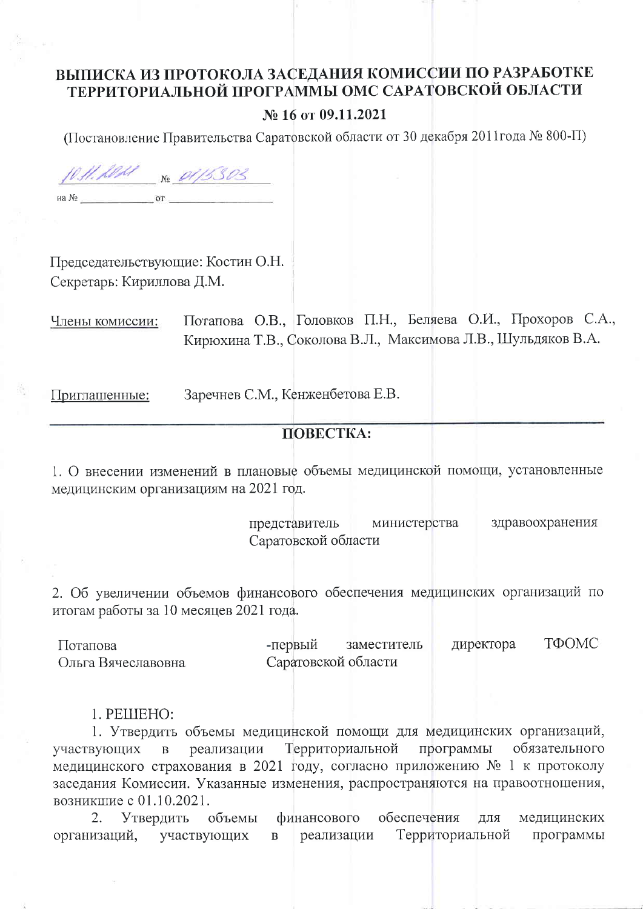# ВЫПИСКА ИЗ ПРОТОКОЛА ЗАСЕДАНИЯ КОМИССИИ ПО РАЗРАБОТКЕ ТЕРРИТОРИАЛЬНОЙ ПРОГРАММЫ ОМС САРАТОВСКОЙ ОБЛАСТИ

**№ 16 от 09.11.2021**

(Постановление Правительства Саратовской области от 30 декабря 2011года № 800-П)

10.11.2021 № 01/15303

на № ____________ от ________________

Председательствующие: Костин О.Н.
Секретарь: Кириллова Д.М.

Члены комиссии: Потапова О.В., Головков П.Н., Беляева О.И., Прохоров С.А., Кирюхина Т.В., Соколова В.Л., Максимова Л.В., Шульдяков В.А.

Приглашенные: Заречнев С.М., Кенженбетова Е.В.

## ПОВЕСТКА:

1. О внесении изменений в плановые объемы медицинской помощи, установленные медицинским организациям на 2021 год.

представитель министерства здравоохранения Саратовской области

2. Об увеличении объемов финансового обеспечения медицинских организаций по итогам работы за 10 месяцев 2021 года.

Потапова Ольга Вячеславовна — первый заместитель директора ТФОМС Саратовской области

1. РЕШЕНО:

1. Утвердить объемы медицинской помощи для медицинских организаций, участвующих в реализации Территориальной программы обязательного медицинского страхования в 2021 году, согласно приложению № 1 к протоколу заседания Комиссии. Указанные изменения, распространяются на правоотношения, возникшие с 01.10.2021.

2. Утвердить объемы финансового обеспечения для медицинских организаций, участвующих в реализации Территориальной программы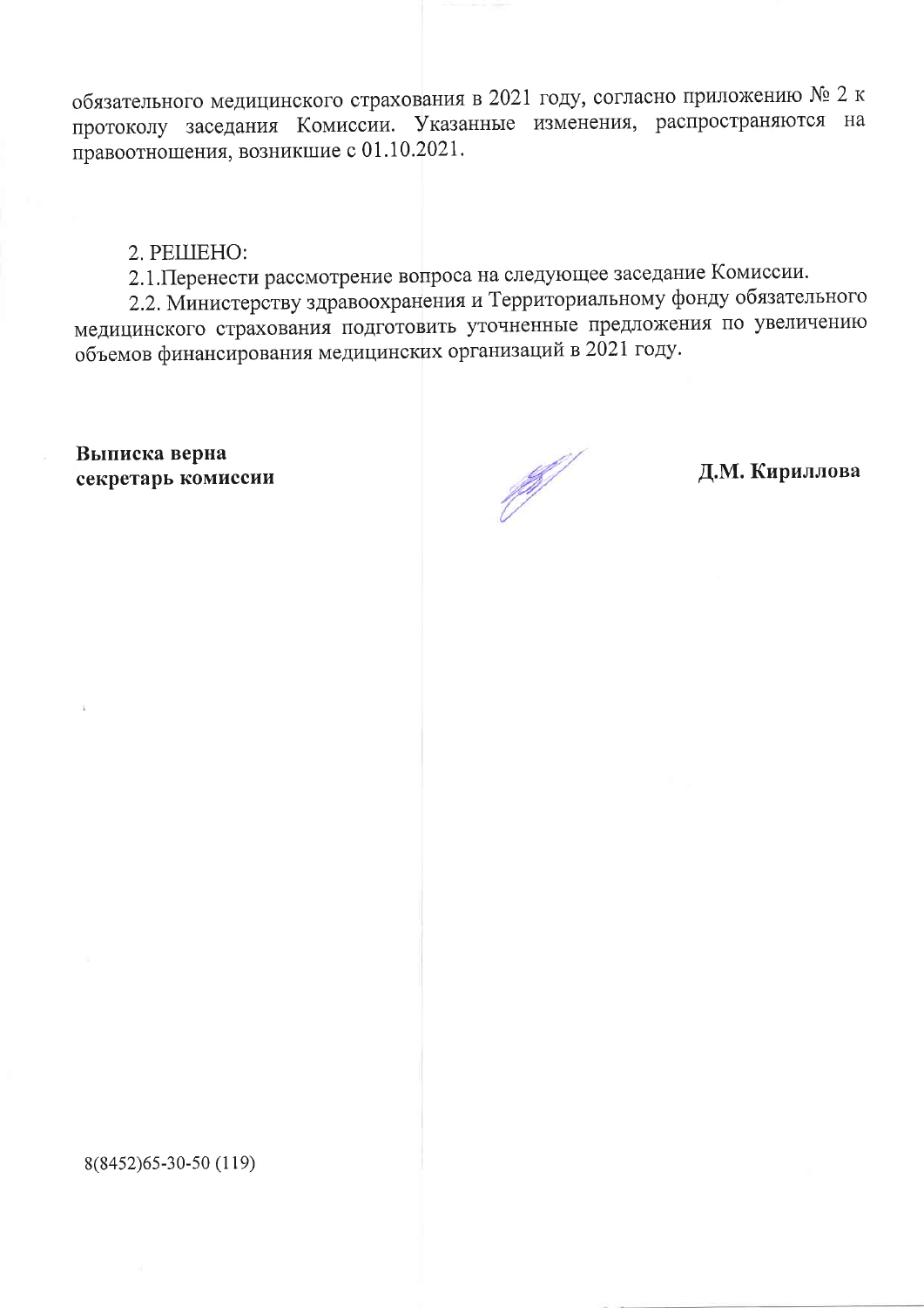обязательного медицинского страхования в 2021 году, согласно приложению № 2 к протоколу заседания Комиссии. Указанные изменения, распространяются на правоотношения, возникшие с 01.10.2021.

2. РЕШЕНО:

2.1.Перенести рассмотрение вопроса на следующее заседание Комиссии.

2.2. Министерству здравоохранения и Территориальному фонду обязательного медицинского страхования подготовить уточненные предложения по увеличению объемов финансирования медицинских организаций в 2021 году.

**Выписка верна**
**секретарь комиссии** **Д.М. Кириллова**

8(8452)65-30-50 (119)